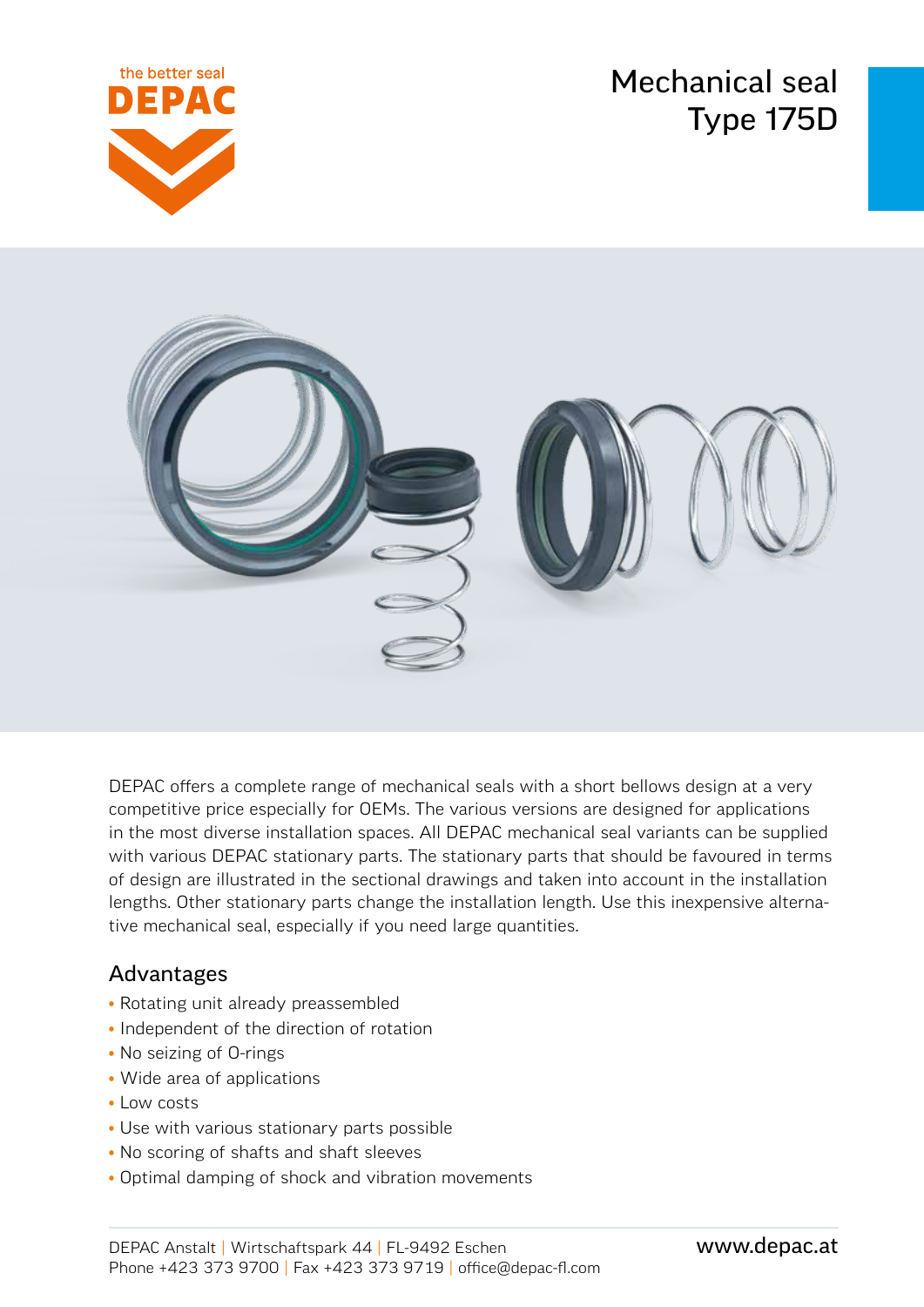# Mechanical seal Type 175D

DEPAC offers a complete range of mechanical seals with a short bellows design at a very competitive price especially for OEMs. The various versions are designed for applications in the most diverse installation spaces. All DEPAC mechanical seal variants can be supplied with various DEPAC stationary parts. The stationary parts that should be favoured in terms of design are illustrated in the sectional drawings and taken into account in the installation lengths. Other stationary parts change the installation length. Use this inexpensive alternative mechanical seal, especially if you need large quantities.

## Advantages

- Rotating unit already preassembled
- Independent of the direction of rotation
- No seizing of O-rings
- Wide area of applications
- Low costs
- Use with various stationary parts possible
- No scoring of shafts and shaft sleeves
- Optimal damping of shock and vibration movements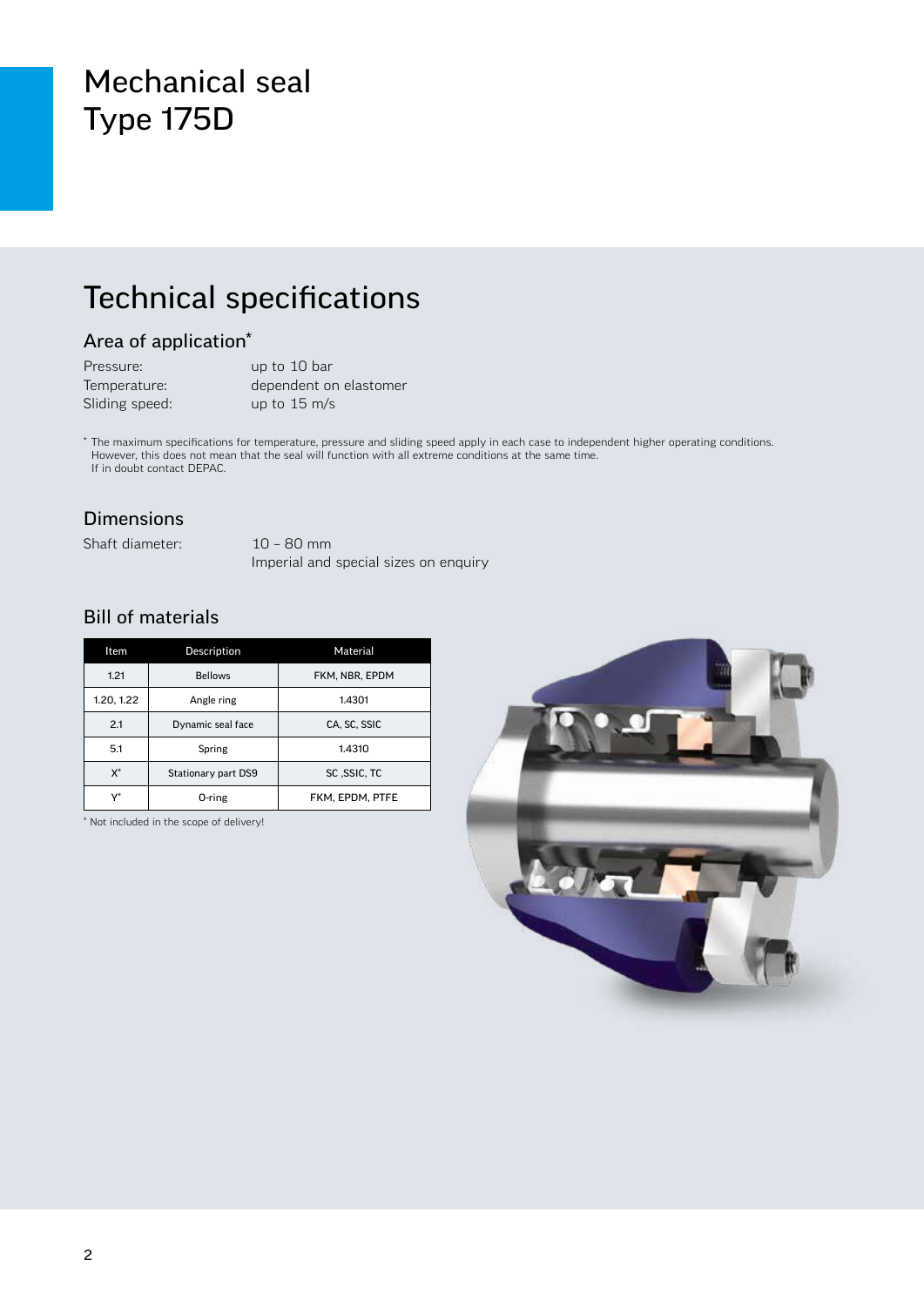# Mechanical seal Type 175D

## Technical specifications

### Area of application*

Pressure: up to 10 bar
Temperature: dependent on elastomer
Sliding speed: up to 15 m/s

* The maximum specifications for temperature, pressure and sliding speed apply in each case to independent higher operating conditions. However, this does not mean that the seal will function with all extreme conditions at the same time. If in doubt contact DEPAC.

### Dimensions

Shaft diameter: 10 – 80 mm
Imperial and special sizes on enquiry

### Bill of materials

| Item | Description | Material |
|---|---|---|
| 1.21 | Bellows | FKM, NBR, EPDM |
| 1.20, 1.22 | Angle ring | 1.4301 |
| 2.1 | Dynamic seal face | CA, SC, SSIC |
| 5.1 | Spring | 1.4310 |
| X* | Stationary part DS9 | SC ,SSIC, TC |
| Y* | O-ring | FKM, EPDM, PTFE |

* Not included in the scope of delivery!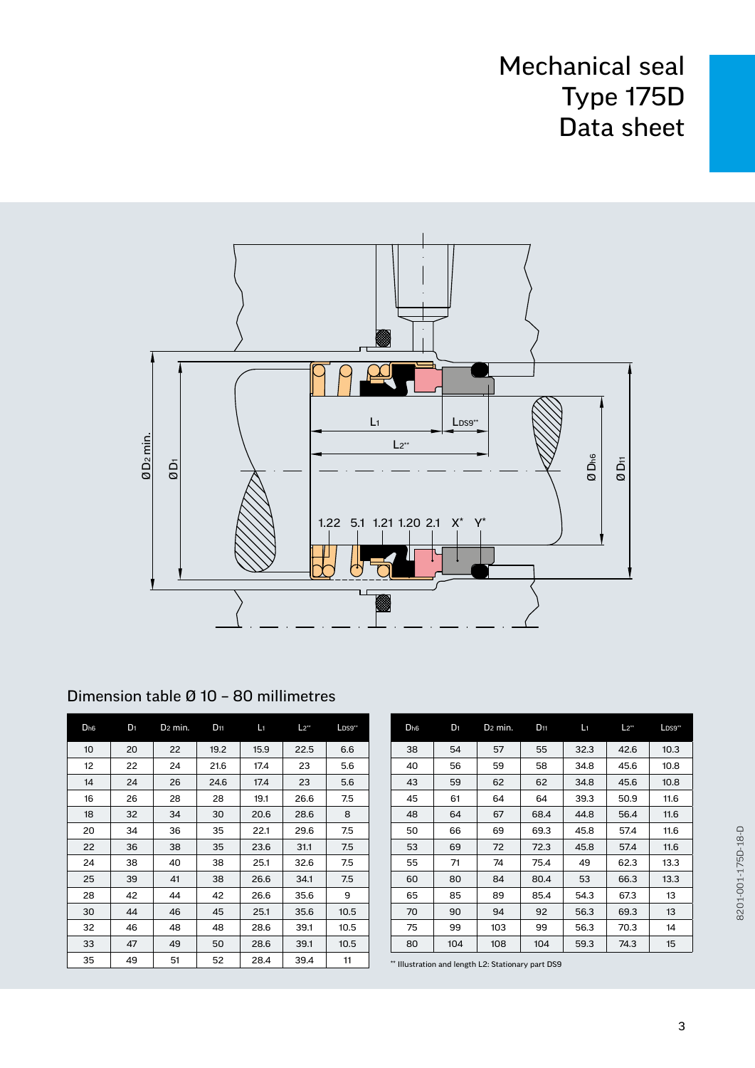# Mechanical seal Type 175D Data sheet

ØD2 min.
ØD1
L1
LDS9**
L2**
Ø Dh6
Ø D11
1.22 5.1 1.21 1.20 2.1 X* Y*

## Dimension table Ø 10 – 80 millimetres

| $D_{h6}$ | $D_1$ | $D_2$ min. | $D_{11}$ | $L_1$ | $L_2$** | $L_{DS9}$** |
|---|---|---|---|---|---|---|
| 10 | 20 | 22 | 19.2 | 15.9 | 22.5 | 6.6 |
| 12 | 22 | 24 | 21.6 | 17.4 | 23 | 5.6 |
| 14 | 24 | 26 | 24.6 | 17.4 | 23 | 5.6 |
| 16 | 26 | 28 | 28 | 19.1 | 26.6 | 7.5 |
| 18 | 32 | 34 | 30 | 20.6 | 28.6 | 8 |
| 20 | 34 | 36 | 35 | 22.1 | 29.6 | 7.5 |
| 22 | 36 | 38 | 35 | 23.6 | 31.1 | 7.5 |
| 24 | 38 | 40 | 38 | 25.1 | 32.6 | 7.5 |
| 25 | 39 | 41 | 38 | 26.6 | 34.1 | 7.5 |
| 28 | 42 | 44 | 42 | 26.6 | 35.6 | 9 |
| 30 | 44 | 46 | 45 | 25.1 | 35.6 | 10.5 |
| 32 | 46 | 48 | 48 | 28.6 | 39.1 | 10.5 |
| 33 | 47 | 49 | 50 | 28.6 | 39.1 | 10.5 |
| 35 | 49 | 51 | 52 | 28.4 | 39.4 | 11 |
| 38 | 54 | 57 | 55 | 32.3 | 42.6 | 10.3 |
| 40 | 56 | 59 | 58 | 34.8 | 45.6 | 10.8 |
| 43 | 59 | 62 | 62 | 34.8 | 45.6 | 10.8 |
| 45 | 61 | 64 | 64 | 39.3 | 50.9 | 11.6 |
| 48 | 64 | 67 | 68.4 | 44.8 | 56.4 | 11.6 |
| 50 | 66 | 69 | 69.3 | 45.8 | 57.4 | 11.6 |
| 53 | 69 | 72 | 72.3 | 45.8 | 57.4 | 11.6 |
| 55 | 71 | 74 | 75.4 | 49 | 62.3 | 13.3 |
| 60 | 80 | 84 | 80.4 | 53 | 66.3 | 13.3 |
| 65 | 85 | 89 | 85.4 | 54.3 | 67.3 | 13 |
| 70 | 90 | 94 | 92 | 56.3 | 69.3 | 13 |
| 75 | 99 | 103 | 99 | 56.3 | 70.3 | 14 |
| 80 | 104 | 108 | 104 | 59.3 | 74.3 | 15 |

** Illustration and length L2: Stationary part DS9

8201-001-175D-18-D